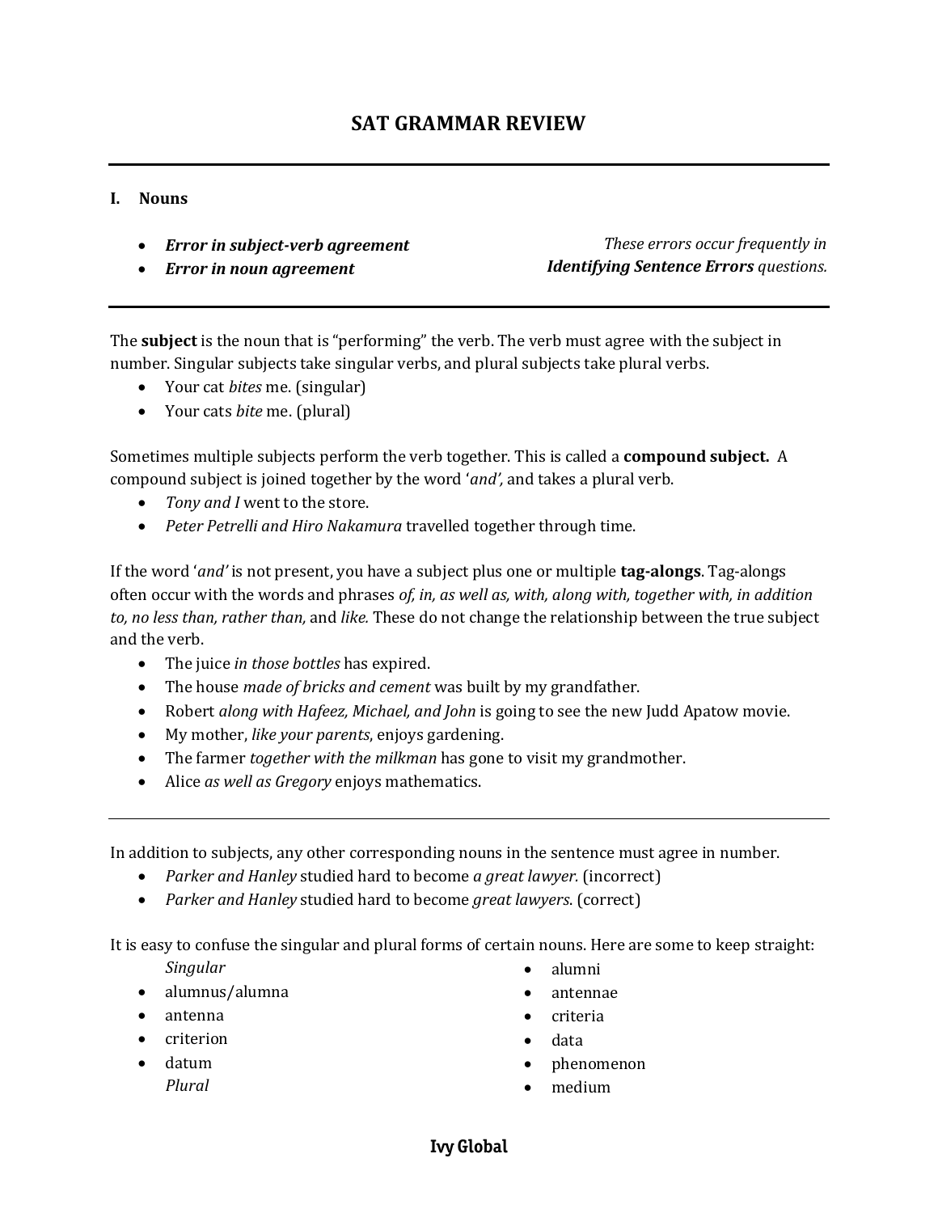# SAT GRAMMAR REVIEW

## I. Nouns

- ***Error in subject-verb agreement***
- ***Error in noun agreement***

*These errors occur frequently in* ***Identifying Sentence Errors*** *questions.*

---

The **subject** is the noun that is "performing" the verb. The verb must agree with the subject in number. Singular subjects take singular verbs, and plural subjects take plural verbs.

- Your cat *bites* me. (singular)
- Your cats *bite* me. (plural)

Sometimes multiple subjects perform the verb together. This is called a **compound subject.** A compound subject is joined together by the word '*and'*, and takes a plural verb.

- *Tony and I* went to the store.
- *Peter Petrelli and Hiro Nakamura* travelled together through time.

If the word '*and'* is not present, you have a subject plus one or multiple **tag-alongs**. Tag-alongs often occur with the words and phrases *of, in, as well as, with, along with, together with, in addition to, no less than, rather than,* and *like.* These do not change the relationship between the true subject and the verb.

- The juice *in those bottles* has expired.
- The house *made of bricks and cement* was built by my grandfather.
- Robert *along with Hafeez, Michael, and John* is going to see the new Judd Apatow movie.
- My mother, *like your parents*, enjoys gardening.
- The farmer *together with the milkman* has gone to visit my grandmother.
- Alice *as well as Gregory* enjoys mathematics.

---

In addition to subjects, any other corresponding nouns in the sentence must agree in number.

- *Parker and Hanley* studied hard to become *a great lawyer.* (incorrect)
- *Parker and Hanley* studied hard to become *great lawyers.* (correct)

It is easy to confuse the singular and plural forms of certain nouns. Here are some to keep straight:

*Singular*

- alumnus/alumna
- antenna
- criterion
- datum

*Plural*

- alumni
- antennae
- criteria
- data
- phenomenon
- medium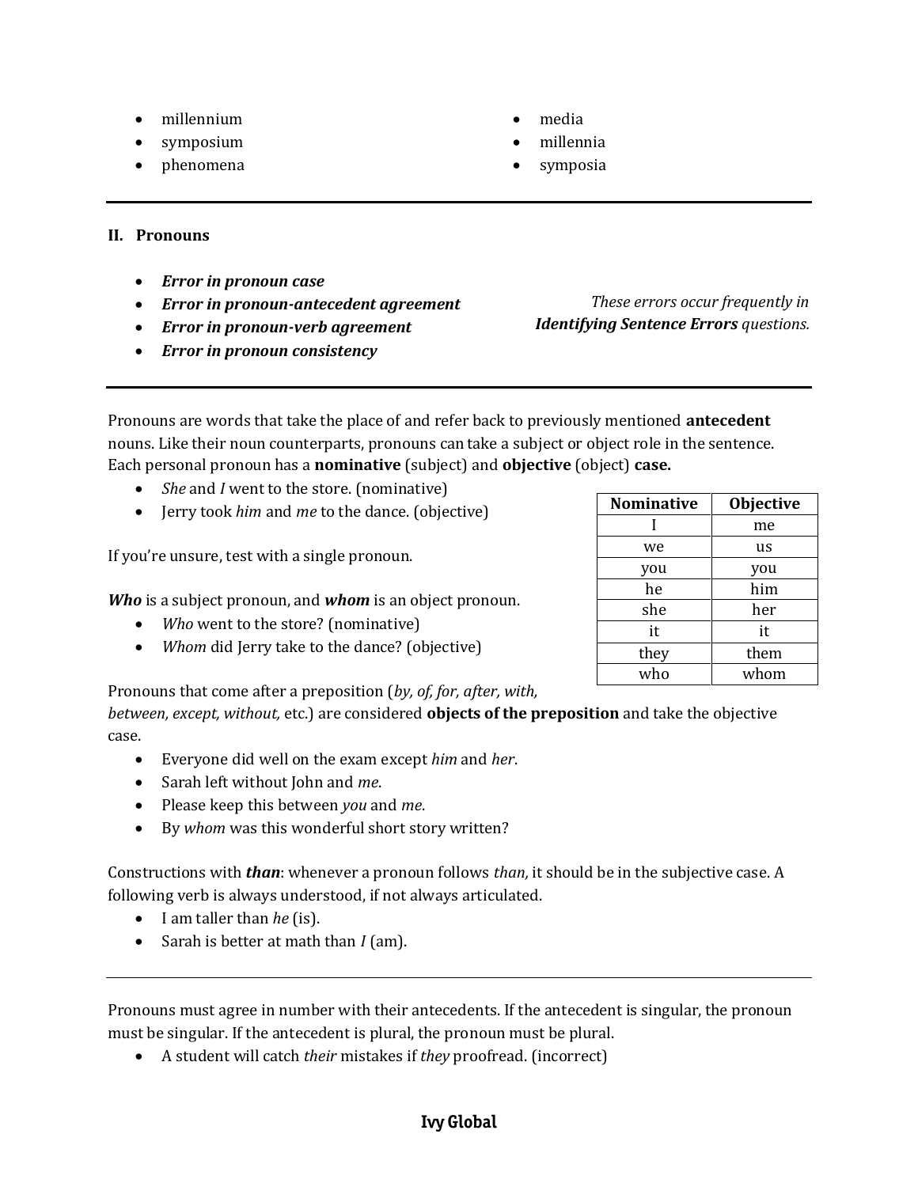- millennium
- symposium
- phenomena
- media
- millennia
- symposia

---

## II. Pronouns

- ***Error in pronoun case***
- ***Error in pronoun-antecedent agreement***
- ***Error in pronoun-verb agreement***
- ***Error in pronoun consistency***

*These errors occur frequently in* ***Identifying Sentence Errors*** *questions.*

---

Pronouns are words that take the place of and refer back to previously mentioned **antecedent** nouns. Like their noun counterparts, pronouns can take a subject or object role in the sentence. Each personal pronoun has a **nominative** (subject) and **objective** (object) **case.**

- *She* and *I* went to the store. (nominative)
- Jerry took *him* and *me* to the dance. (objective)

| Nominative | Objective |
|---|---|
| I | me |
| we | us |
| you | you |
| he | him |
| she | her |
| it | it |
| they | them |
| who | whom |

If you're unsure, test with a single pronoun.

***Who*** is a subject pronoun, and ***whom*** is an object pronoun.

- *Who* went to the store? (nominative)
- *Whom* did Jerry take to the dance? (objective)

Pronouns that come after a preposition (*by, of, for, after, with, between, except, without,* etc.) are considered **objects of the preposition** and take the objective case.

- Everyone did well on the exam except *him* and *her*.
- Sarah left without John and *me*.
- Please keep this between *you* and *me*.
- By *whom* was this wonderful short story written?

Constructions with ***than***: whenever a pronoun follows *than,* it should be in the subjective case. A following verb is always understood, if not always articulated.

- I am taller than *he* (is).
- Sarah is better at math than *I* (am).

---

Pronouns must agree in number with their antecedents. If the antecedent is singular, the pronoun must be singular. If the antecedent is plural, the pronoun must be plural.

- A student will catch *their* mistakes if *they* proofread. (incorrect)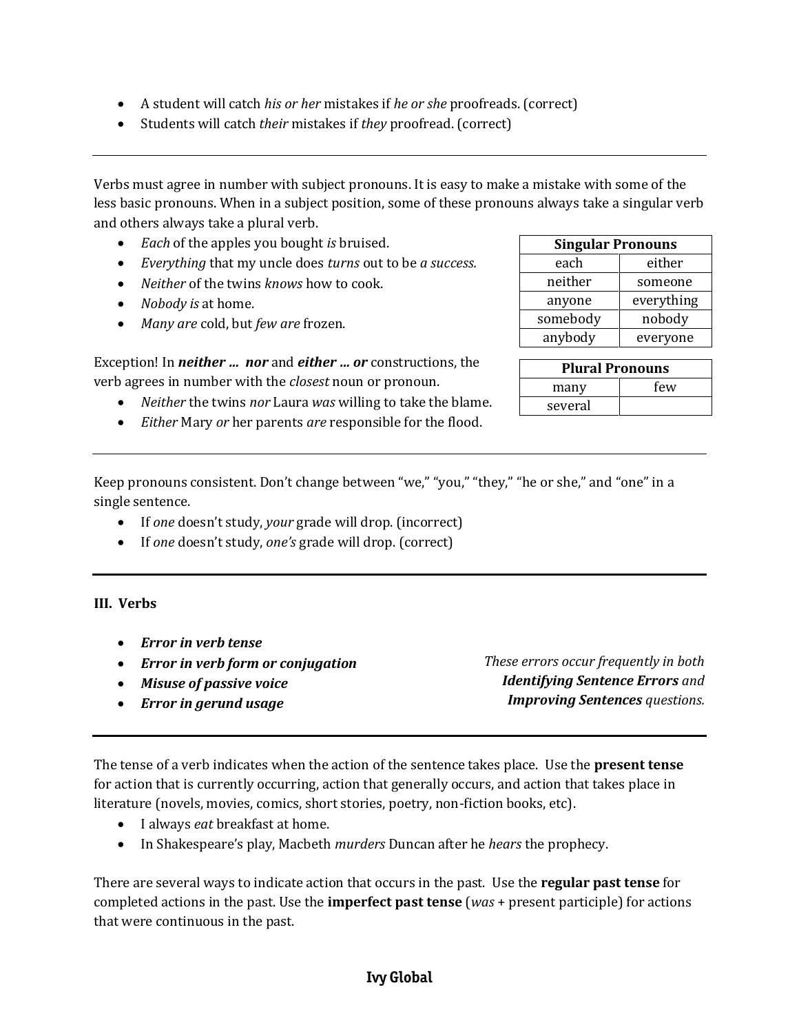- A student will catch *his or her* mistakes if *he or she* proofreads. (correct)
- Students will catch *their* mistakes if *they* proofread. (correct)

---

Verbs must agree in number with subject pronouns. It is easy to make a mistake with some of the less basic pronouns. When in a subject position, some of these pronouns always take a singular verb and others always take a plural verb.

- *Each* of the apples you bought *is* bruised.
- *Everything* that my uncle does *turns* out to be *a success.*
- *Neither* of the twins *knows* how to cook.
- *Nobody is* at home.
- *Many are* cold, but *few are* frozen.

| Singular Pronouns | |
|---|---|
| each | either |
| neither | someone |
| anyone | everything |
| somebody | nobody |
| anybody | everyone |

| Plural Pronouns | |
|---|---|
| many | few |
| several | |

Exception! In ***neither ... nor*** and ***either ... or*** constructions, the verb agrees in number with the *closest* noun or pronoun.

- *Neither* the twins *nor* Laura *was* willing to take the blame.
- *Either* Mary *or* her parents *are* responsible for the flood.

---

Keep pronouns consistent. Don't change between "we," "you," "they," "he or she," and "one" in a single sentence.

- If *one* doesn't study, *your* grade will drop. (incorrect)
- If *one* doesn't study, *one's* grade will drop. (correct)

---

## III. Verbs

- ***Error in verb tense***
- ***Error in verb form or conjugation***
- ***Misuse of passive voice***
- ***Error in gerund usage***

*These errors occur frequently in both* ***Identifying Sentence Errors*** *and* ***Improving Sentences*** *questions.*

---

The tense of a verb indicates when the action of the sentence takes place. Use the **present tense** for action that is currently occurring, action that generally occurs, and action that takes place in literature (novels, movies, comics, short stories, poetry, non-fiction books, etc).

- I always *eat* breakfast at home.
- In Shakespeare's play, Macbeth *murders* Duncan after he *hears* the prophecy.

There are several ways to indicate action that occurs in the past. Use the **regular past tense** for completed actions in the past. Use the **imperfect past tense** (*was* + present participle) for actions that were continuous in the past.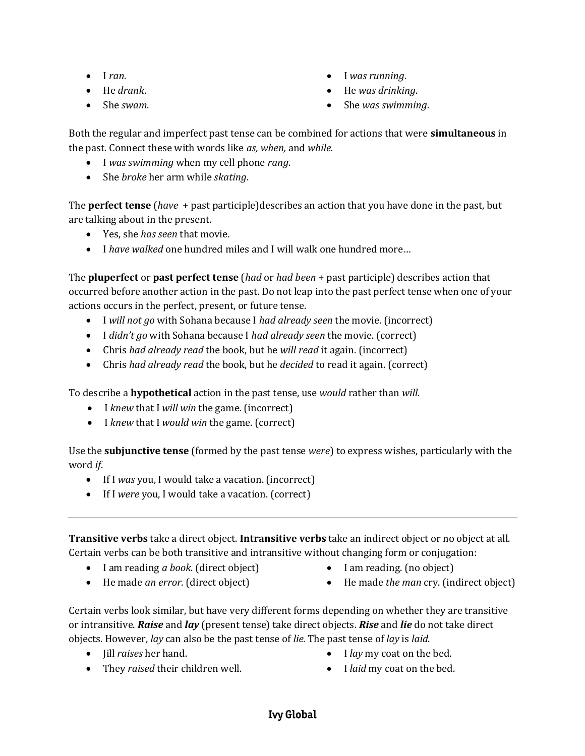- I *ran*.
- He *drank*.
- She *swam*.

- I *was running*.
- He *was drinking*.
- She *was swimming*.

Both the regular and imperfect past tense can be combined for actions that were **simultaneous** in the past. Connect these with words like *as, when,* and *while.*

- I *was swimming* when my cell phone *rang*.
- She *broke* her arm while *skating*.

The **perfect tense** (*have* + past participle)describes an action that you have done in the past, but are talking about in the present.

- Yes, she *has seen* that movie*.*
- I *have walked* one hundred miles and I will walk one hundred more…

The **pluperfect** or **past perfect tense** (*had* or *had been* + past participle) describes action that occurred before another action in the past. Do not leap into the past perfect tense when one of your actions occurs in the perfect, present, or future tense.

- I *will not go* with Sohana because I *had already seen* the movie. (incorrect)
- I *didn't go* with Sohana because I *had already seen* the movie. (correct)
- Chris *had already read* the book, but he *will read* it again. (incorrect)
- Chris *had already read* the book, but he *decided* to read it again. (correct)

To describe a **hypothetical** action in the past tense, use *would* rather than *will*.

- I *knew* that I *will win* the game. (incorrect)
- I *knew* that I *would win* the game. (correct)

Use the **subjunctive tense** (formed by the past tense *were*) to express wishes, particularly with the word *if*.

- If I *was* you, I would take a vacation. (incorrect)
- If I *were* you, I would take a vacation. (correct)

---

**Transitive verbs** take a direct object. **Intransitive verbs** take an indirect object or no object at all. Certain verbs can be both transitive and intransitive without changing form or conjugation:

- I am reading *a book*. (direct object)
- He made *an error.* (direct object)

- I am reading. (no object)
- He made *the man* cry. (indirect object)

Certain verbs look similar, but have very different forms depending on whether they are transitive or intransitive. ***Raise*** and ***lay*** (present tense) take direct objects. ***Rise*** and ***lie*** do not take direct objects. However, *lay* can also be the past tense of *lie.* The past tense of *lay* is *laid*.

- Jill *raises* her hand.
- They *raised* their children well.

- I *lay* my coat on the bed.
- I *laid* my coat on the bed.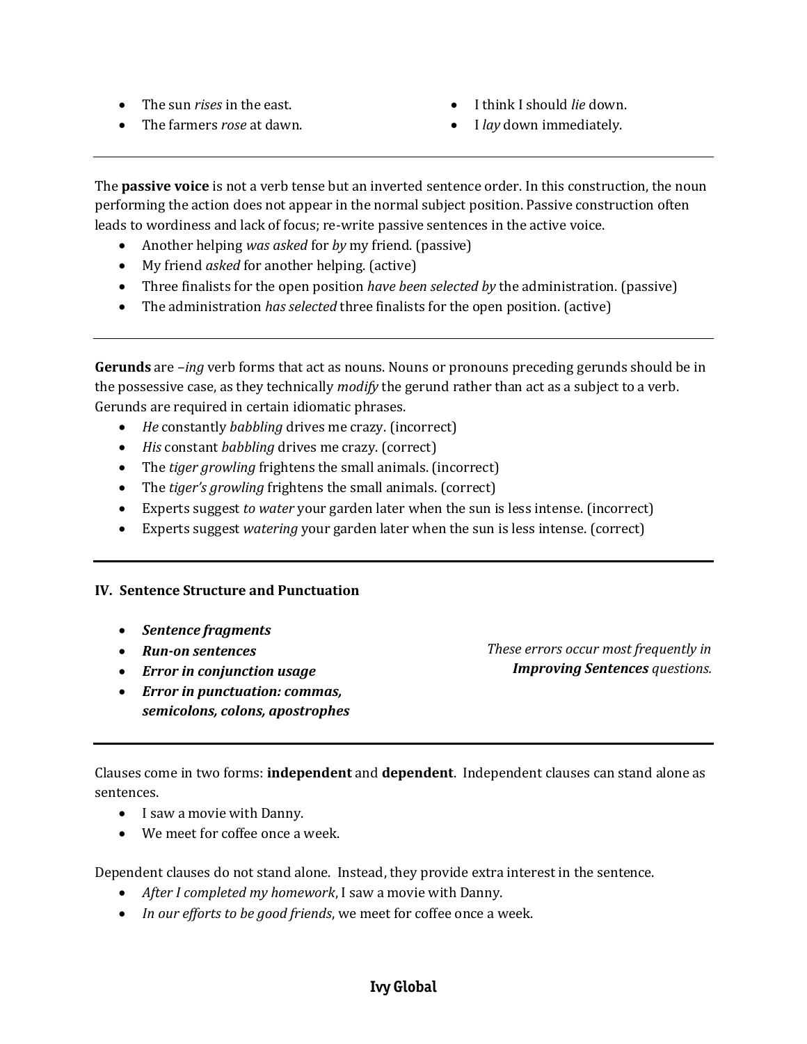- The sun *rises* in the east.
- The farmers *rose* at dawn.
- I think I should *lie* down.
- I *lay* down immediately.

---

The **passive voice** is not a verb tense but an inverted sentence order. In this construction, the noun performing the action does not appear in the normal subject position. Passive construction often leads to wordiness and lack of focus; re-write passive sentences in the active voice.

- Another helping *was asked* for *by* my friend. (passive)
- My friend *asked* for another helping. (active)
- Three finalists for the open position *have been selected by* the administration. (passive)
- The administration *has selected* three finalists for the open position. (active)

---

**Gerunds** are –*ing* verb forms that act as nouns. Nouns or pronouns preceding gerunds should be in the possessive case, as they technically *modify* the gerund rather than act as a subject to a verb. Gerunds are required in certain idiomatic phrases.

- *He* constantly *babbling* drives me crazy. (incorrect)
- *His* constant *babbling* drives me crazy. (correct)
- The *tiger growling* frightens the small animals. (incorrect)
- The *tiger's growling* frightens the small animals. (correct)
- Experts suggest *to water* your garden later when the sun is less intense. (incorrect)
- Experts suggest *watering* your garden later when the sun is less intense. (correct)

---

## IV. Sentence Structure and Punctuation

- ***Sentence fragments***
- ***Run-on sentences***
- ***Error in conjunction usage***
- ***Error in punctuation: commas, semicolons, colons, apostrophes***

*These errors occur most frequently in* ***Improving Sentences*** *questions.*

---

Clauses come in two forms: **independent** and **dependent**. Independent clauses can stand alone as sentences.

- I saw a movie with Danny.
- We meet for coffee once a week.

Dependent clauses do not stand alone. Instead, they provide extra interest in the sentence.

- *After I completed my homework*, I saw a movie with Danny.
- *In our efforts to be good friends*, we meet for coffee once a week.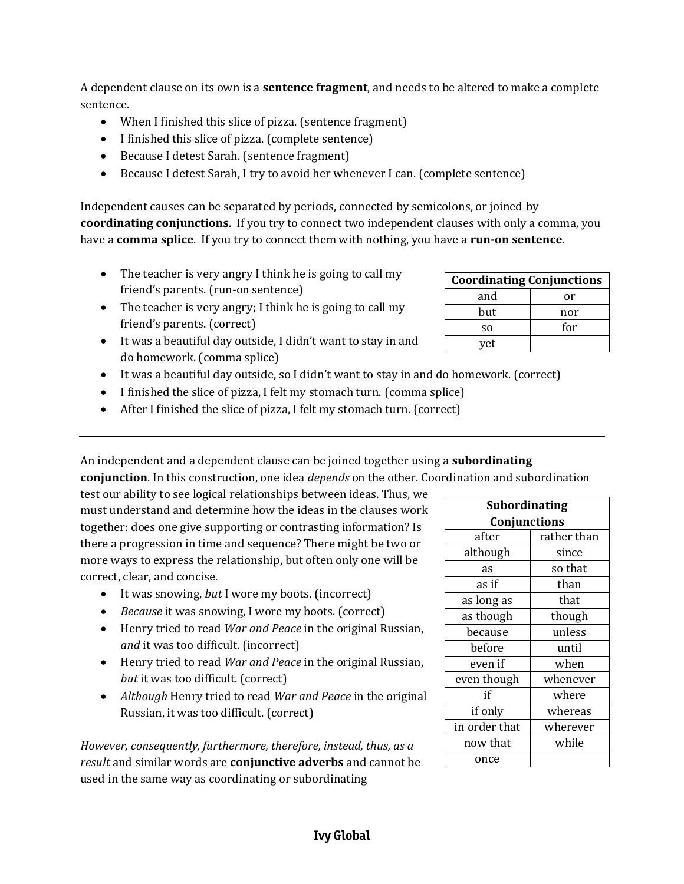A dependent clause on its own is a **sentence fragment**, and needs to be altered to make a complete sentence.

- When I finished this slice of pizza. (sentence fragment)
- I finished this slice of pizza. (complete sentence)
- Because I detest Sarah. (sentence fragment)
- Because I detest Sarah, I try to avoid her whenever I can. (complete sentence)

Independent causes can be separated by periods, connected by semicolons, or joined by **coordinating conjunctions**. If you try to connect two independent clauses with only a comma, you have a **comma splice**. If you try to connect them with nothing, you have a **run-on sentence**.

| Coordinating Conjunctions | |
|---|---|
| and | or |
| but | nor |
| so | for |
| yet | |

- The teacher is very angry I think he is going to call my friend's parents. (run-on sentence)
- The teacher is very angry; I think he is going to call my friend's parents. (correct)
- It was a beautiful day outside, I didn't want to stay in and do homework. (comma splice)
- It was a beautiful day outside, so I didn't want to stay in and do homework. (correct)
- I finished the slice of pizza, I felt my stomach turn. (comma splice)
- After I finished the slice of pizza, I felt my stomach turn. (correct)

---

An independent and a dependent clause can be joined together using a **subordinating conjunction**. In this construction, one idea *depends* on the other. Coordination and subordination test our ability to see logical relationships between ideas. Thus, we must understand and determine how the ideas in the clauses work together: does one give supporting or contrasting information? Is there a progression in time and sequence? There might be two or more ways to express the relationship, but often only one will be correct, clear, and concise.

| Subordinating Conjunctions | |
|---|---|
| after | rather than |
| although | since |
| as | so that |
| as if | than |
| as long as | that |
| as though | though |
| because | unless |
| before | until |
| even if | when |
| even though | whenever |
| if | where |
| if only | whereas |
| in order that | wherever |
| now that | while |
| once | |

- It was snowing, *but* I wore my boots. (incorrect)
- *Because* it was snowing, I wore my boots. (correct)
- Henry tried to read *War and Peace* in the original Russian, *and* it was too difficult. (incorrect)
- Henry tried to read *War and Peace* in the original Russian, *but* it was too difficult. (correct)
- *Although* Henry tried to read *War and Peace* in the original Russian, it was too difficult. (correct)

*However, consequently, furthermore, therefore, instead, thus, as a result* and similar words are **conjunctive adverbs** and cannot be used in the same way as coordinating or subordinating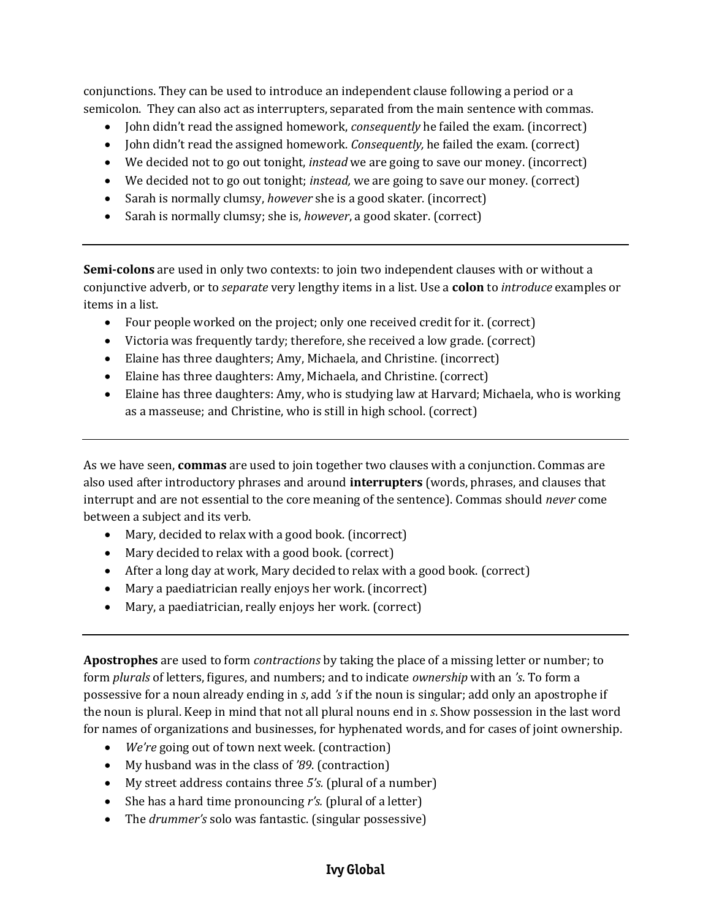conjunctions. They can be used to introduce an independent clause following a period or a semicolon. They can also act as interrupters, separated from the main sentence with commas.

- John didn't read the assigned homework, *consequently* he failed the exam. (incorrect)
- John didn't read the assigned homework. *Consequently,* he failed the exam. (correct)
- We decided not to go out tonight, *instead* we are going to save our money. (incorrect)
- We decided not to go out tonight; *instead,* we are going to save our money. (correct)
- Sarah is normally clumsy, *however* she is a good skater. (incorrect)
- Sarah is normally clumsy; she is, *however*, a good skater. (correct)

---

**Semi-colons** are used in only two contexts: to join two independent clauses with or without a conjunctive adverb, or to *separate* very lengthy items in a list. Use a **colon** to *introduce* examples or items in a list.

- Four people worked on the project; only one received credit for it. (correct)
- Victoria was frequently tardy; therefore, she received a low grade. (correct)
- Elaine has three daughters; Amy, Michaela, and Christine. (incorrect)
- Elaine has three daughters: Amy, Michaela, and Christine. (correct)
- Elaine has three daughters: Amy, who is studying law at Harvard; Michaela, who is working as a masseuse; and Christine, who is still in high school. (correct)

---

As we have seen, **commas** are used to join together two clauses with a conjunction. Commas are also used after introductory phrases and around **interrupters** (words, phrases, and clauses that interrupt and are not essential to the core meaning of the sentence). Commas should *never* come between a subject and its verb.

- Mary, decided to relax with a good book. (incorrect)
- Mary decided to relax with a good book. (correct)
- After a long day at work, Mary decided to relax with a good book. (correct)
- Mary a paediatrician really enjoys her work. (incorrect)
- Mary, a paediatrician, really enjoys her work. (correct)

---

**Apostrophes** are used to form *contractions* by taking the place of a missing letter or number; to form *plurals* of letters, figures, and numbers; and to indicate *ownership* with an *'s*. To form a possessive for a noun already ending in *s*, add *'s* if the noun is singular; add only an apostrophe if the noun is plural. Keep in mind that not all plural nouns end in *s*. Show possession in the last word for names of organizations and businesses, for hyphenated words, and for cases of joint ownership.

- *We're* going out of town next week. (contraction)
- My husband was in the class of *'89*. (contraction)
- My street address contains three *5's.* (plural of a number)
- She has a hard time pronouncing *r's.* (plural of a letter)
- The *drummer's* solo was fantastic. (singular possessive)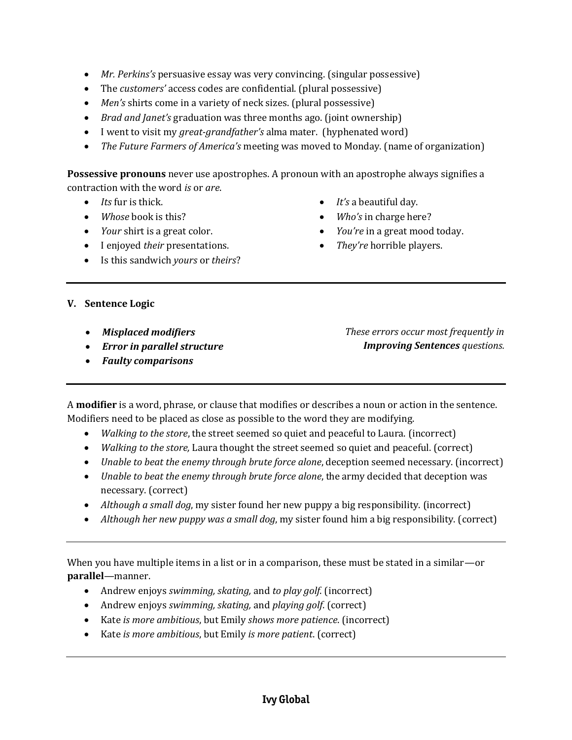- *Mr. Perkins's* persuasive essay was very convincing. (singular possessive)
- The *customers'* access codes are confidential. (plural possessive)
- *Men's* shirts come in a variety of neck sizes. (plural possessive)
- *Brad and Janet's* graduation was three months ago. (joint ownership)
- I went to visit my *great-grandfather's* alma mater. (hyphenated word)
- *The Future Farmers of America's* meeting was moved to Monday. (name of organization)

**Possessive pronouns** never use apostrophes. A pronoun with an apostrophe always signifies a contraction with the word *is* or *are*.

- *Its* fur is thick.
- *Whose* book is this?
- *Your* shirt is a great color.
- I enjoyed *their* presentations.
- Is this sandwich *yours* or *theirs*?
- *It's* a beautiful day.
- *Who's* in charge here?
- *You're* in a great mood today.
- *They're* horrible players.

---

### V. Sentence Logic

- ***Misplaced modifiers***
- ***Error in parallel structure***
- ***Faulty comparisons***

*These errors occur most frequently in* ***Improving Sentences*** *questions.*

---

A **modifier** is a word, phrase, or clause that modifies or describes a noun or action in the sentence. Modifiers need to be placed as close as possible to the word they are modifying.

- *Walking to the store*, the street seemed so quiet and peaceful to Laura. (incorrect)
- *Walking to the store,* Laura thought the street seemed so quiet and peaceful. (correct)
- *Unable to beat the enemy through brute force alone*, deception seemed necessary. (incorrect)
- *Unable to beat the enemy through brute force alone*, the army decided that deception was necessary. (correct)
- *Although a small dog*, my sister found her new puppy a big responsibility. (incorrect)
- *Although her new puppy was a small dog*, my sister found him a big responsibility. (correct)

---

When you have multiple items in a list or in a comparison, these must be stated in a similar—or **parallel**—manner.

- Andrew enjoys *swimming, skating,* and *to play golf*. (incorrect)
- Andrew enjoys *swimming, skating,* and *playing golf*. (correct)
- Kate *is more ambitious*, but Emily *shows more patience*. (incorrect)
- Kate *is more ambitious*, but Emily *is more patient*. (correct)

---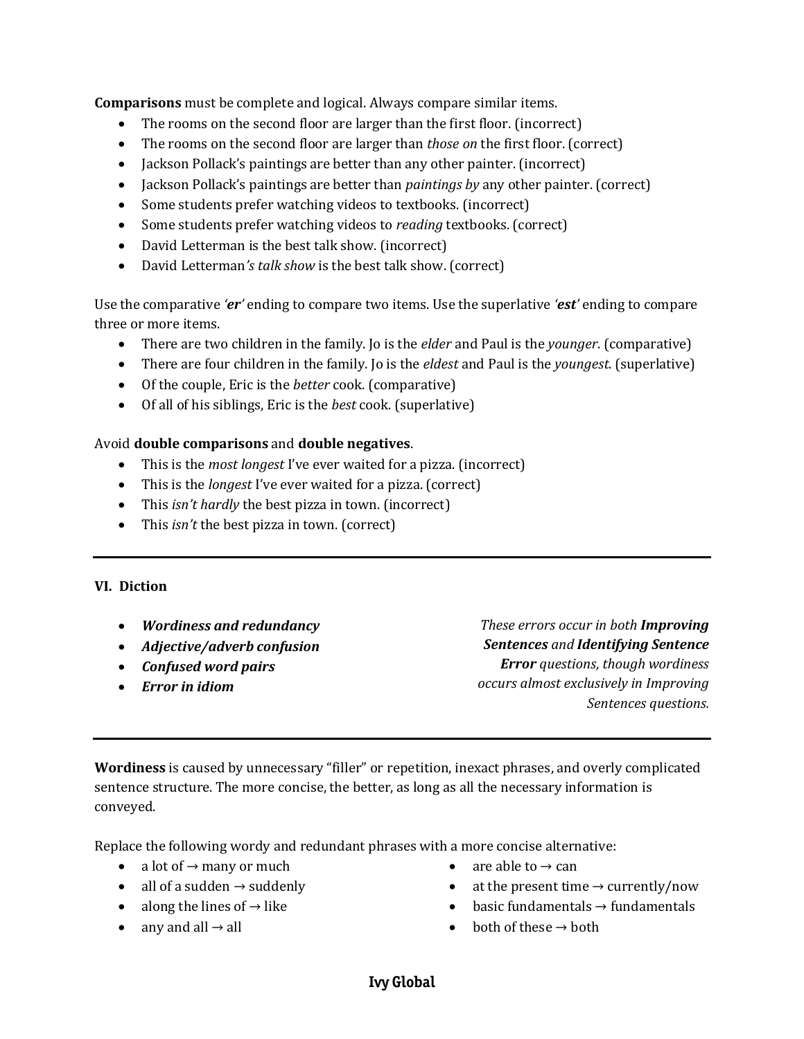**Comparisons** must be complete and logical. Always compare similar items.

- The rooms on the second floor are larger than the first floor. (incorrect)
- The rooms on the second floor are larger than *those on* the first floor. (correct)
- Jackson Pollack's paintings are better than any other painter. (incorrect)
- Jackson Pollack's paintings are better than *paintings by* any other painter. (correct)
- Some students prefer watching videos to textbooks. (incorrect)
- Some students prefer watching videos to *reading* textbooks. (correct)
- David Letterman is the best talk show. (incorrect)
- David Letterman*'s talk show* is the best talk show. (correct)

Use the comparative *'**er**'* ending to compare two items. Use the superlative *'**est**'* ending to compare three or more items.

- There are two children in the family. Jo is the *elder* and Paul is the *younger*. (comparative)
- There are four children in the family. Jo is the *eldest* and Paul is the *youngest*. (superlative)
- Of the couple, Eric is the *better* cook. (comparative)
- Of all of his siblings, Eric is the *best* cook. (superlative)

Avoid **double comparisons** and **double negatives**.

- This is the *most longest* I've ever waited for a pizza. (incorrect)
- This is the *longest* I've ever waited for a pizza. (correct)
- This *isn't hardly* the best pizza in town. (incorrect)
- This *isn't* the best pizza in town. (correct)

---

## VI. Diction

- ***Wordiness and redundancy***
- ***Adjective/adverb confusion***
- ***Confused word pairs***
- ***Error in idiom***

*These errors occur in both **Improving Sentences** and **Identifying Sentence Error** questions, though wordiness occurs almost exclusively in Improving Sentences questions.*

---

**Wordiness** is caused by unnecessary "filler" or repetition, inexact phrases, and overly complicated sentence structure. The more concise, the better, as long as all the necessary information is conveyed.

Replace the following wordy and redundant phrases with a more concise alternative:

- a lot of → many or much
- all of a sudden → suddenly
- along the lines of → like
- any and all → all
- are able to → can
- at the present time → currently/now
- basic fundamentals → fundamentals
- both of these → both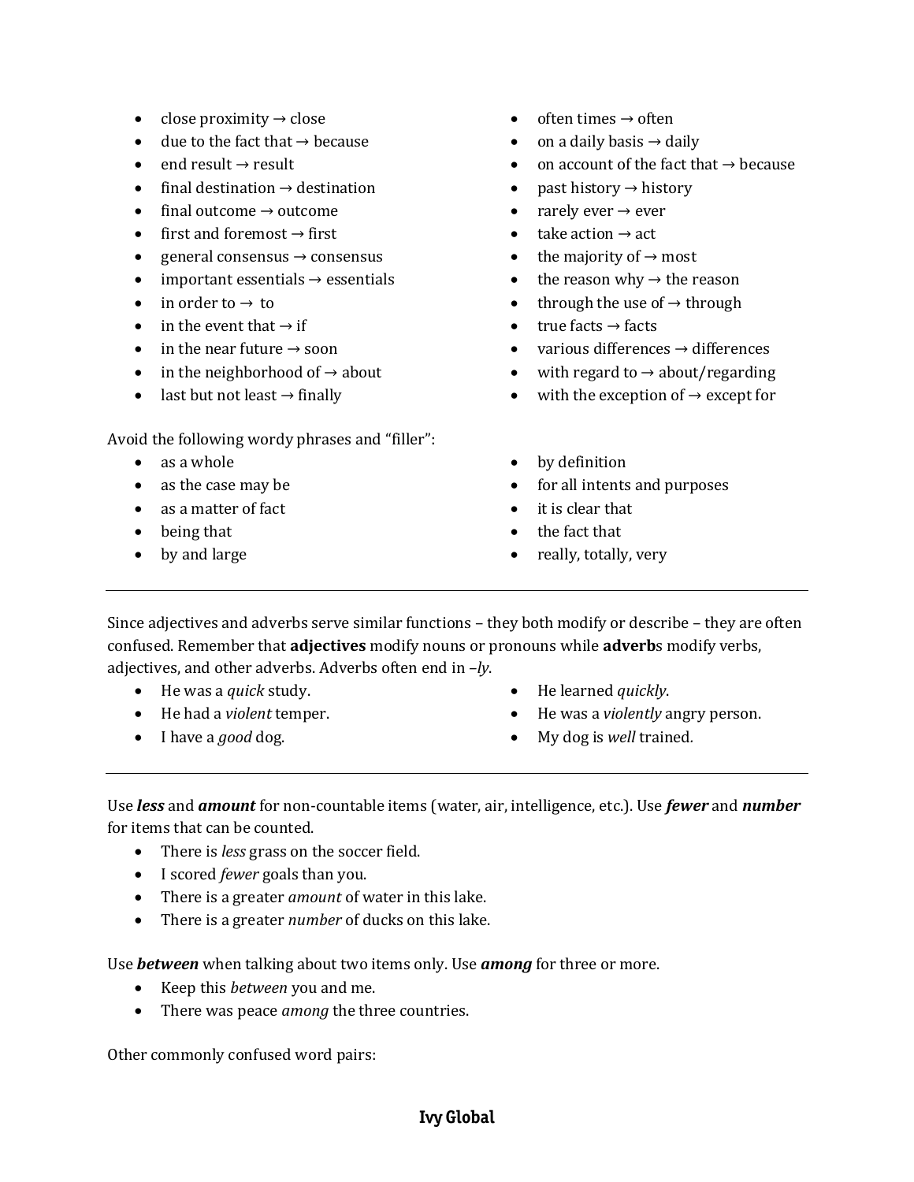- close proximity → close
- due to the fact that → because
- end result → result
- final destination → destination
- final outcome → outcome
- first and foremost → first
- general consensus → consensus
- important essentials → essentials
- in order to → to
- in the event that → if
- in the near future → soon
- in the neighborhood of → about
- last but not least → finally
- often times → often
- on a daily basis → daily
- on account of the fact that → because
- past history → history
- rarely ever → ever
- take action → act
- the majority of → most
- the reason why → the reason
- through the use of → through
- true facts → facts
- various differences → differences
- with regard to → about/regarding
- with the exception of → except for

Avoid the following wordy phrases and "filler":

- as a whole
- as the case may be
- as a matter of fact
- being that
- by and large
- by definition
- for all intents and purposes
- it is clear that
- the fact that
- really, totally, very

---

Since adjectives and adverbs serve similar functions – they both modify or describe – they are often confused. Remember that **adjectives** modify nouns or pronouns while **adverb**s modify verbs, adjectives, and other adverbs. Adverbs often end in *–ly*.

- He was a *quick* study.
- He had a *violent* temper.
- I have a *good* dog.
- He learned *quickly*.
- He was a *violently* angry person.
- My dog is *well* trained.

---

Use ***less*** and ***amount*** for non-countable items (water, air, intelligence, etc.). Use ***fewer*** and ***number*** for items that can be counted.

- There is *less* grass on the soccer field.
- I scored *fewer* goals than you.
- There is a greater *amount* of water in this lake.
- There is a greater *number* of ducks on this lake.

Use ***between*** when talking about two items only. Use ***among*** for three or more.

- Keep this *between* you and me.
- There was peace *among* the three countries.

Other commonly confused word pairs: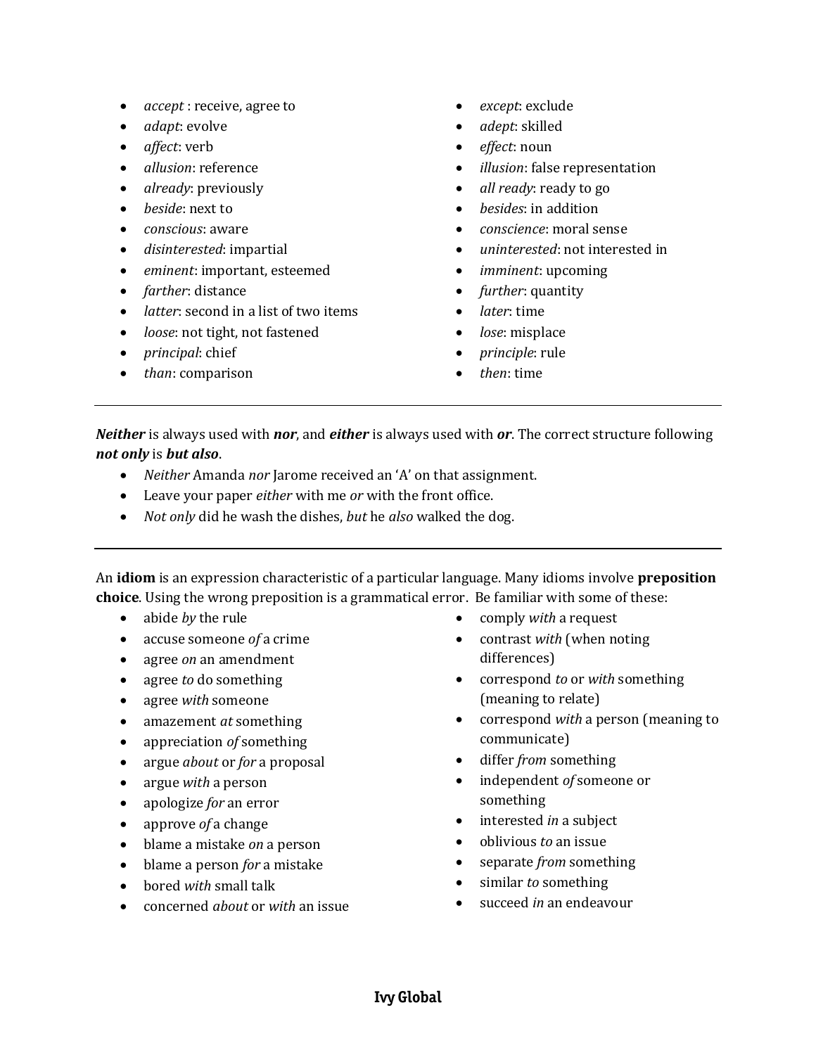- *accept* : receive, agree to
- *adapt*: evolve
- *affect*: verb
- *allusion*: reference
- *already*: previously
- *beside*: next to
- *conscious*: aware
- *disinterested*: impartial
- *eminent*: important, esteemed
- *farther*: distance
- *latter*: second in a list of two items
- *loose*: not tight, not fastened
- *principal*: chief
- *than*: comparison
- *except*: exclude
- *adept*: skilled
- *effect*: noun
- *illusion*: false representation
- *all ready*: ready to go
- *besides*: in addition
- *conscience*: moral sense
- *uninterested*: not interested in
- *imminent*: upcoming
- *further*: quantity
- *later*: time
- *lose*: misplace
- *principle*: rule
- *then*: time

---

***Neither*** is always used with ***nor***, and ***either*** is always used with ***or***. The correct structure following ***not only*** is ***but also***.

- *Neither* Amanda *nor* Jarome received an 'A' on that assignment.
- Leave your paper *either* with me *or* with the front office.
- *Not only* did he wash the dishes, *but* he *also* walked the dog.

---

An **idiom** is an expression characteristic of a particular language. Many idioms involve **preposition choice**. Using the wrong preposition is a grammatical error. Be familiar with some of these:

- abide *by* the rule
- accuse someone *of* a crime
- agree *on* an amendment
- agree *to* do something
- agree *with* someone
- amazement *at* something
- appreciation *of* something
- argue *about* or *for* a proposal
- argue *with* a person
- apologize *for* an error
- approve *of* a change
- blame a mistake *on* a person
- blame a person *for* a mistake
- bored *with* small talk
- concerned *about* or *with* an issue
- comply *with* a request
- contrast *with* (when noting differences)
- correspond *to* or *with* something (meaning to relate)
- correspond *with* a person (meaning to communicate)
- differ *from* something
- independent *of* someone or something
- interested *in* a subject
- oblivious *to* an issue
- separate *from* something
- similar *to* something
- succeed *in* an endeavour